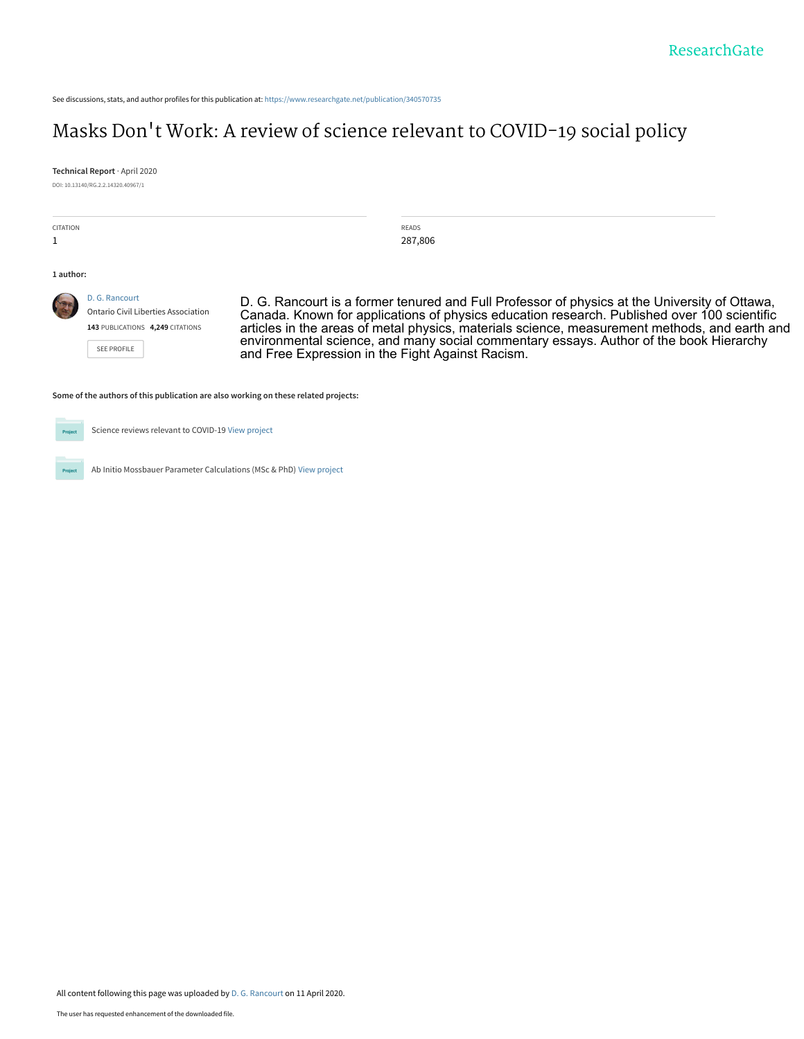See discussions, stats, and author profiles for this publication at: https://www.researchgate.net/publication/340570735

# Masks Don't Work: A review of science relevant to COVID-19 social policy

**Technical Report** · April 2020

DOI: 10.13140/RG.2.2.14320.40967/1

| CITATION | READS |
| --- | --- |
| 1 | 287,806 |

**1 author:**

D. G. Rancourt
Ontario Civil Liberties Association
**143** PUBLICATIONS **4,249** CITATIONS

SEE PROFILE

D. G. Rancourt is a former tenured and Full Professor of physics at the University of Ottawa, Canada. Known for applications of physics education research. Published over 100 scientific articles in the areas of metal physics, materials science, measurement methods, and earth and environmental science, and many social commentary essays. Author of the book Hierarchy and Free Expression in the Fight Against Racism.

**Some of the authors of this publication are also working on these related projects:**

Science reviews relevant to COVID-19 View project

Ab Initio Mossbauer Parameter Calculations (MSc & PhD) View project

All content following this page was uploaded by D. G. Rancourt on 11 April 2020.

The user has requested enhancement of the downloaded file.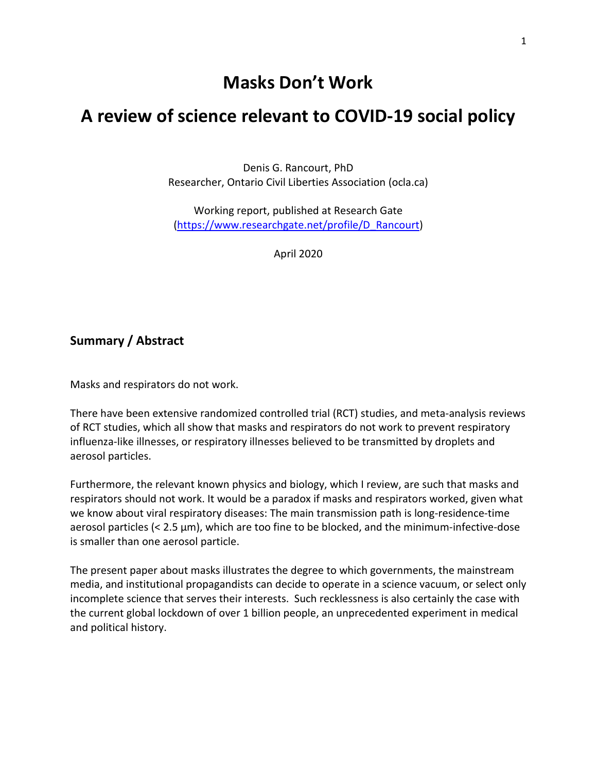# Masks Don't Work

## A review of science relevant to COVID-19 social policy

Denis G. Rancourt, PhD
Researcher, Ontario Civil Liberties Association (ocla.ca)

Working report, published at Research Gate
(https://www.researchgate.net/profile/D_Rancourt)

April 2020

### Summary / Abstract

Masks and respirators do not work.

There have been extensive randomized controlled trial (RCT) studies, and meta-analysis reviews of RCT studies, which all show that masks and respirators do not work to prevent respiratory influenza-like illnesses, or respiratory illnesses believed to be transmitted by droplets and aerosol particles.

Furthermore, the relevant known physics and biology, which I review, are such that masks and respirators should not work. It would be a paradox if masks and respirators worked, given what we know about viral respiratory diseases: The main transmission path is long-residence-time aerosol particles (< 2.5 µm), which are too fine to be blocked, and the minimum-infective-dose is smaller than one aerosol particle.

The present paper about masks illustrates the degree to which governments, the mainstream media, and institutional propagandists can decide to operate in a science vacuum, or select only incomplete science that serves their interests. Such recklessness is also certainly the case with the current global lockdown of over 1 billion people, an unprecedented experiment in medical and political history.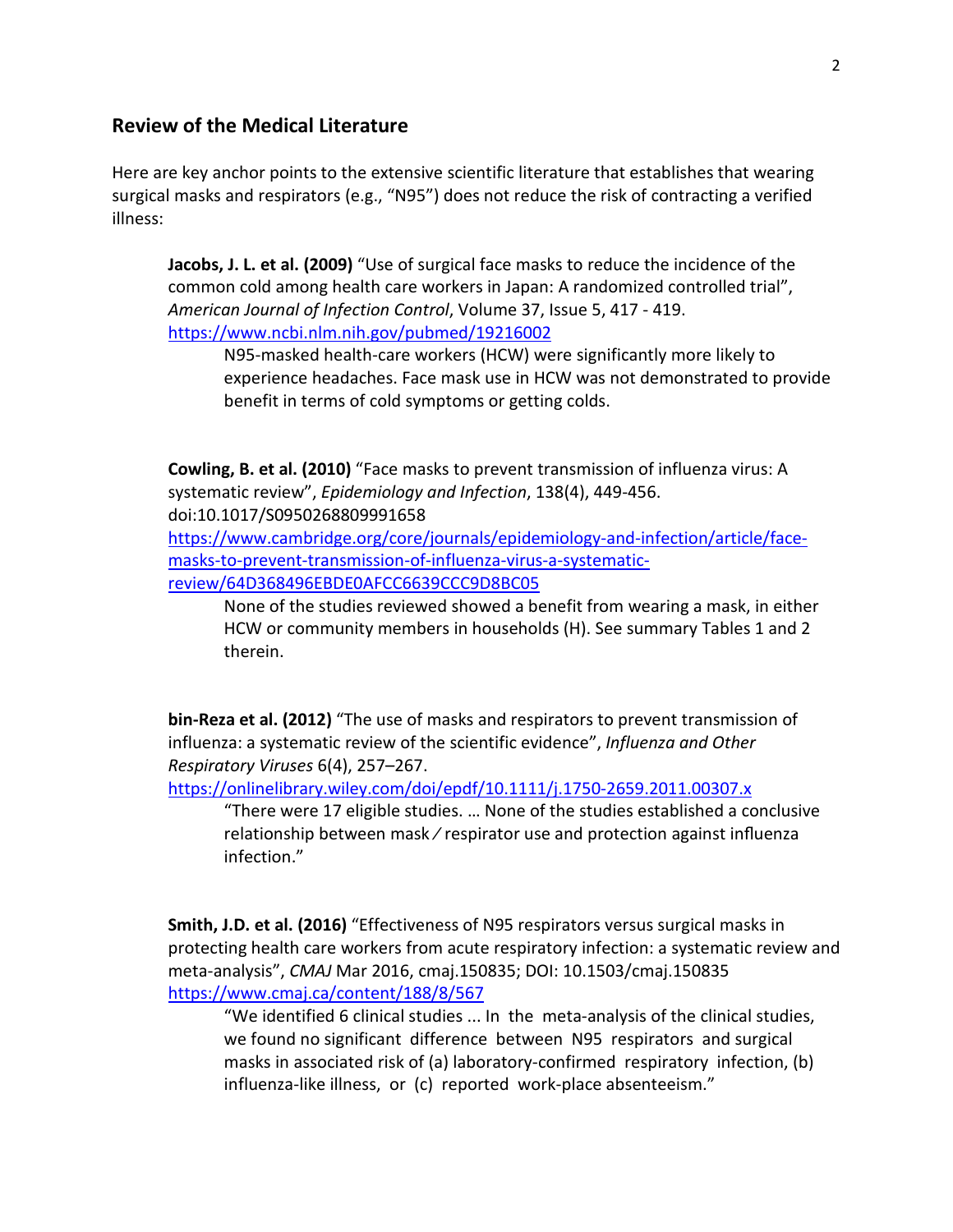## Review of the Medical Literature

Here are key anchor points to the extensive scientific literature that establishes that wearing surgical masks and respirators (e.g., "N95") does not reduce the risk of contracting a verified illness:

> **Jacobs, J. L. et al. (2009)** "Use of surgical face masks to reduce the incidence of the common cold among health care workers in Japan: A randomized controlled trial", *American Journal of Infection Control*, Volume 37, Issue 5, 417 - 419. https://www.ncbi.nlm.nih.gov/pubmed/19216002
>
> > N95-masked health-care workers (HCW) were significantly more likely to experience headaches. Face mask use in HCW was not demonstrated to provide benefit in terms of cold symptoms or getting colds.

> **Cowling, B. et al. (2010)** "Face masks to prevent transmission of influenza virus: A systematic review", *Epidemiology and Infection*, 138(4), 449-456. doi:10.1017/S0950268809991658 https://www.cambridge.org/core/journals/epidemiology-and-infection/article/face-masks-to-prevent-transmission-of-influenza-virus-a-systematic-review/64D368496EBDE0AFCC6639CCC9D8BC05
>
> > None of the studies reviewed showed a benefit from wearing a mask, in either HCW or community members in households (H). See summary Tables 1 and 2 therein.

> **bin-Reza et al. (2012)** "The use of masks and respirators to prevent transmission of influenza: a systematic review of the scientific evidence", *Influenza and Other Respiratory Viruses* 6(4), 257–267. https://onlinelibrary.wiley.com/doi/epdf/10.1111/j.1750-2659.2011.00307.x
>
> > "There were 17 eligible studies. … None of the studies established a conclusive relationship between mask ⁄ respirator use and protection against influenza infection."

> **Smith, J.D. et al. (2016)** "Effectiveness of N95 respirators versus surgical masks in protecting health care workers from acute respiratory infection: a systematic review and meta-analysis", *CMAJ* Mar 2016, cmaj.150835; DOI: 10.1503/cmaj.150835 https://www.cmaj.ca/content/188/8/567
>
> > "We identified 6 clinical studies ... In the meta-analysis of the clinical studies, we found no significant difference between N95 respirators and surgical masks in associated risk of (a) laboratory-confirmed respiratory infection, (b) influenza-like illness, or (c) reported work-place absenteeism."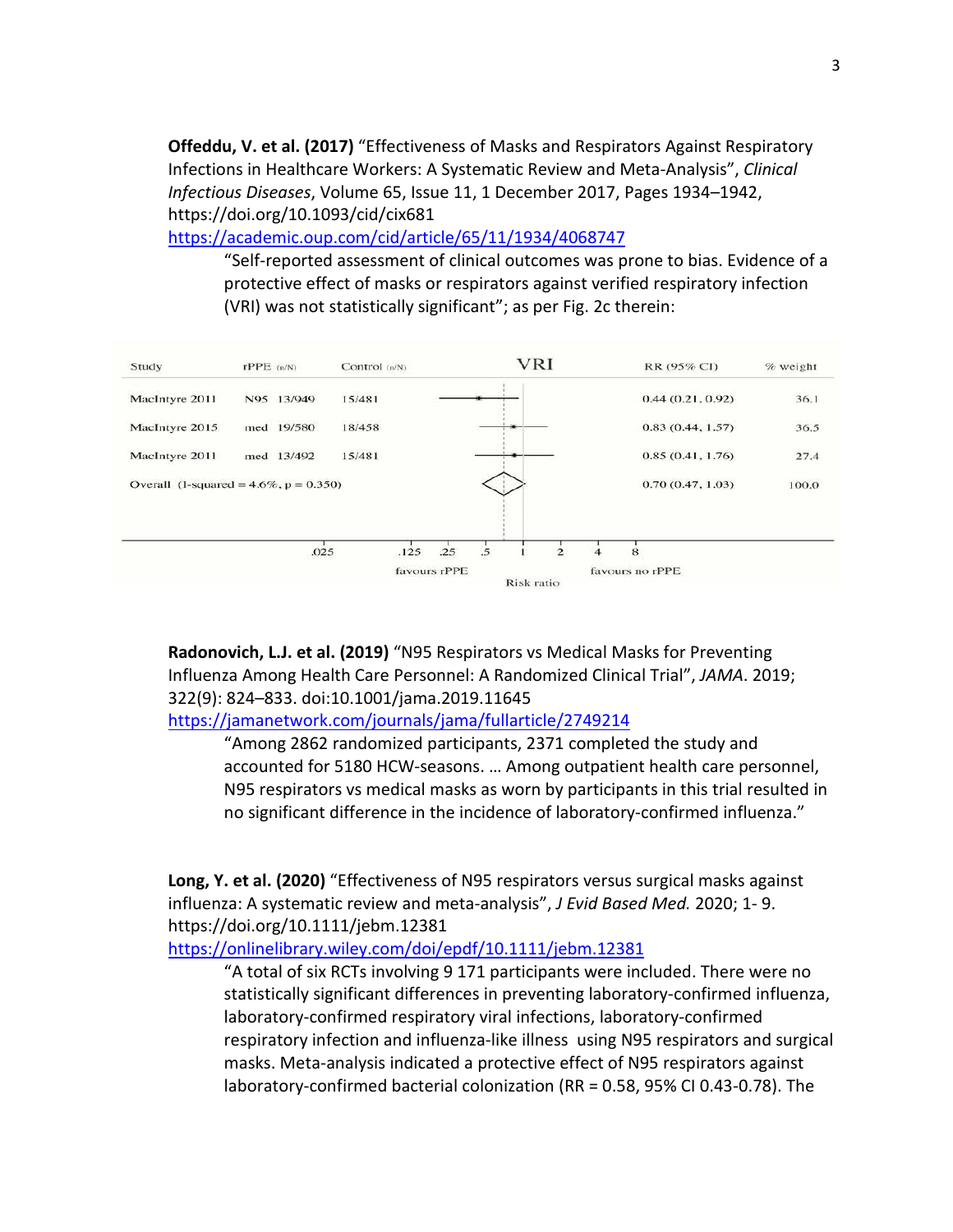**Offeddu, V. et al. (2017)** "Effectiveness of Masks and Respirators Against Respiratory Infections in Healthcare Workers: A Systematic Review and Meta-Analysis", *Clinical Infectious Diseases*, Volume 65, Issue 11, 1 December 2017, Pages 1934–1942, https://doi.org/10.1093/cid/cix681
https://academic.oup.com/cid/article/65/11/1934/4068747

> "Self-reported assessment of clinical outcomes was prone to bias. Evidence of a protective effect of masks or respirators against verified respiratory infection (VRI) was not statistically significant"; as per Fig. 2c therein:

| Study | rPPE (n/N) | Control (n/N) | VRI RR (95% CI) | % weight |
|---|---|---|---|---|
| MacIntyre 2011 | N95 13/949 | 15/481 | 0.44 (0.21, 0.92) | 36.1 |
| MacIntyre 2015 | med 19/580 | 18/458 | 0.83 (0.44, 1.57) | 36.5 |
| MacIntyre 2011 | med 13/492 | 15/481 | 0.85 (0.41, 1.76) | 27.4 |
| Overall (I-squared = 4.6%, p = 0.350) | | | 0.70 (0.47, 1.03) | 100.0 |

Risk ratio axis: .025, .125, .25, .5, 1, 2, 4, 8 — favours rPPE (left), favours no rPPE (right)

**Radonovich, L.J. et al. (2019)** "N95 Respirators vs Medical Masks for Preventing Influenza Among Health Care Personnel: A Randomized Clinical Trial", *JAMA*. 2019; 322(9): 824–833. doi:10.1001/jama.2019.11645
https://jamanetwork.com/journals/jama/fullarticle/2749214

> "Among 2862 randomized participants, 2371 completed the study and accounted for 5180 HCW-seasons. … Among outpatient health care personnel, N95 respirators vs medical masks as worn by participants in this trial resulted in no significant difference in the incidence of laboratory-confirmed influenza."

**Long, Y. et al. (2020)** "Effectiveness of N95 respirators versus surgical masks against influenza: A systematic review and meta-analysis", *J Evid Based Med.* 2020; 1- 9. https://doi.org/10.1111/jebm.12381
https://onlinelibrary.wiley.com/doi/epdf/10.1111/jebm.12381

> "A total of six RCTs involving 9 171 participants were included. There were no statistically significant differences in preventing laboratory-confirmed influenza, laboratory-confirmed respiratory viral infections, laboratory-confirmed respiratory infection and influenza-like illness using N95 respirators and surgical masks. Meta-analysis indicated a protective effect of N95 respirators against laboratory-confirmed bacterial colonization (RR = 0.58, 95% CI 0.43-0.78). The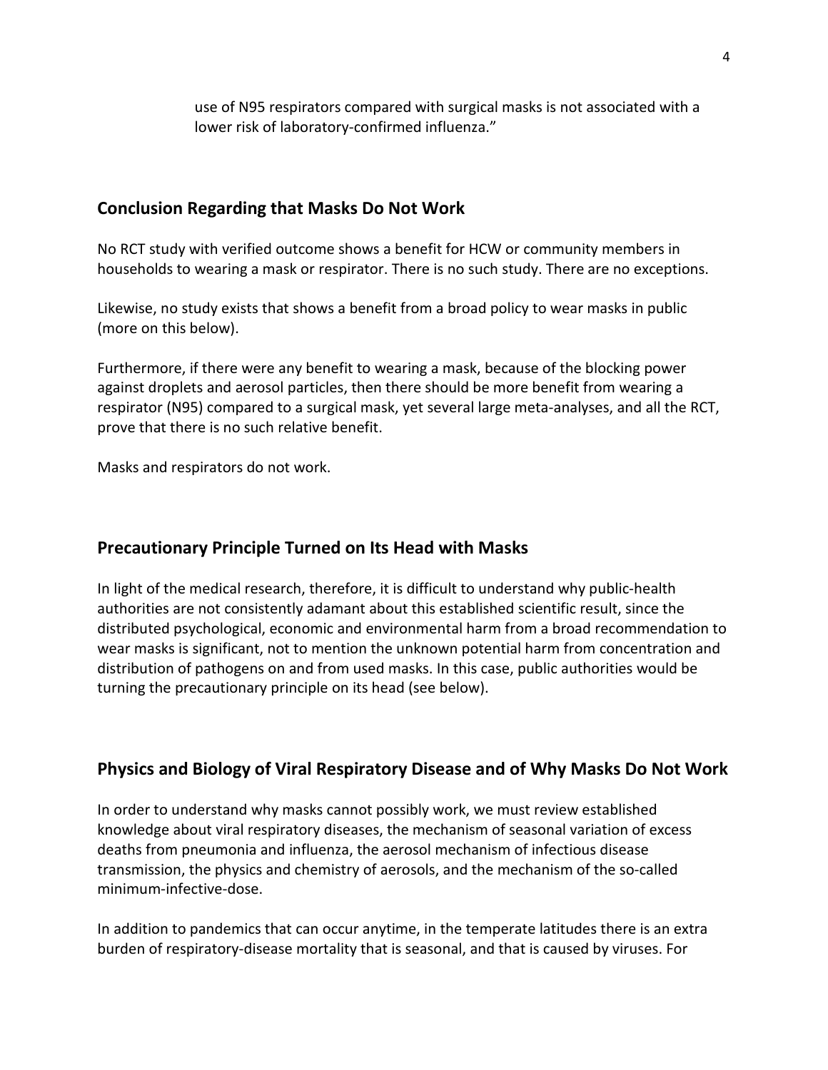> use of N95 respirators compared with surgical masks is not associated with a lower risk of laboratory-confirmed influenza."

## Conclusion Regarding that Masks Do Not Work

No RCT study with verified outcome shows a benefit for HCW or community members in households to wearing a mask or respirator. There is no such study. There are no exceptions.

Likewise, no study exists that shows a benefit from a broad policy to wear masks in public (more on this below).

Furthermore, if there were any benefit to wearing a mask, because of the blocking power against droplets and aerosol particles, then there should be more benefit from wearing a respirator (N95) compared to a surgical mask, yet several large meta-analyses, and all the RCT, prove that there is no such relative benefit.

Masks and respirators do not work.

## Precautionary Principle Turned on Its Head with Masks

In light of the medical research, therefore, it is difficult to understand why public-health authorities are not consistently adamant about this established scientific result, since the distributed psychological, economic and environmental harm from a broad recommendation to wear masks is significant, not to mention the unknown potential harm from concentration and distribution of pathogens on and from used masks. In this case, public authorities would be turning the precautionary principle on its head (see below).

## Physics and Biology of Viral Respiratory Disease and of Why Masks Do Not Work

In order to understand why masks cannot possibly work, we must review established knowledge about viral respiratory diseases, the mechanism of seasonal variation of excess deaths from pneumonia and influenza, the aerosol mechanism of infectious disease transmission, the physics and chemistry of aerosols, and the mechanism of the so-called minimum-infective-dose.

In addition to pandemics that can occur anytime, in the temperate latitudes there is an extra burden of respiratory-disease mortality that is seasonal, and that is caused by viruses. For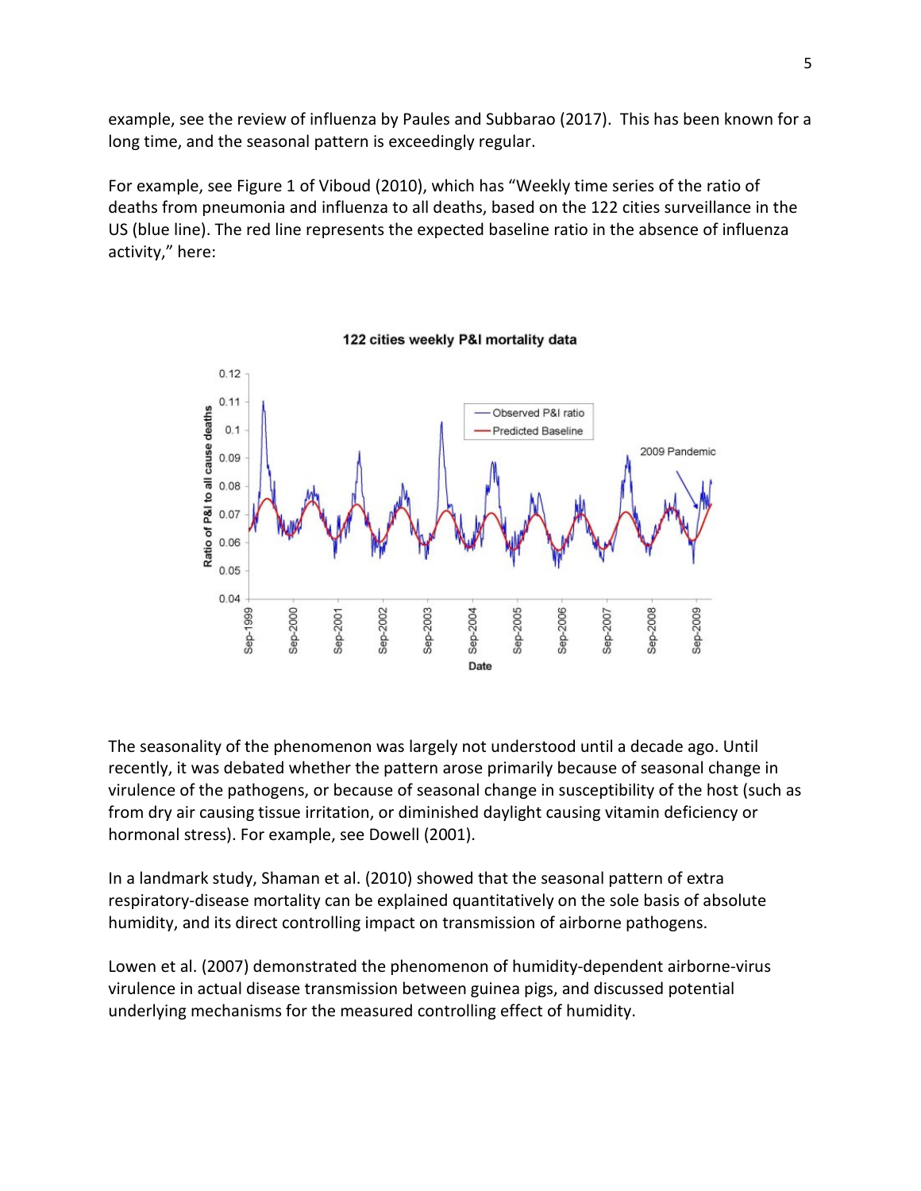example, see the review of influenza by Paules and Subbarao (2017). This has been known for a long time, and the seasonal pattern is exceedingly regular.

For example, see Figure 1 of Viboud (2010), which has "Weekly time series of the ratio of deaths from pneumonia and influenza to all deaths, based on the 122 cities surveillance in the US (blue line). The red line represents the expected baseline ratio in the absence of influenza activity," here:

The seasonality of the phenomenon was largely not understood until a decade ago. Until recently, it was debated whether the pattern arose primarily because of seasonal change in virulence of the pathogens, or because of seasonal change in susceptibility of the host (such as from dry air causing tissue irritation, or diminished daylight causing vitamin deficiency or hormonal stress). For example, see Dowell (2001).

In a landmark study, Shaman et al. (2010) showed that the seasonal pattern of extra respiratory-disease mortality can be explained quantitatively on the sole basis of absolute humidity, and its direct controlling impact on transmission of airborne pathogens.

Lowen et al. (2007) demonstrated the phenomenon of humidity-dependent airborne-virus virulence in actual disease transmission between guinea pigs, and discussed potential underlying mechanisms for the measured controlling effect of humidity.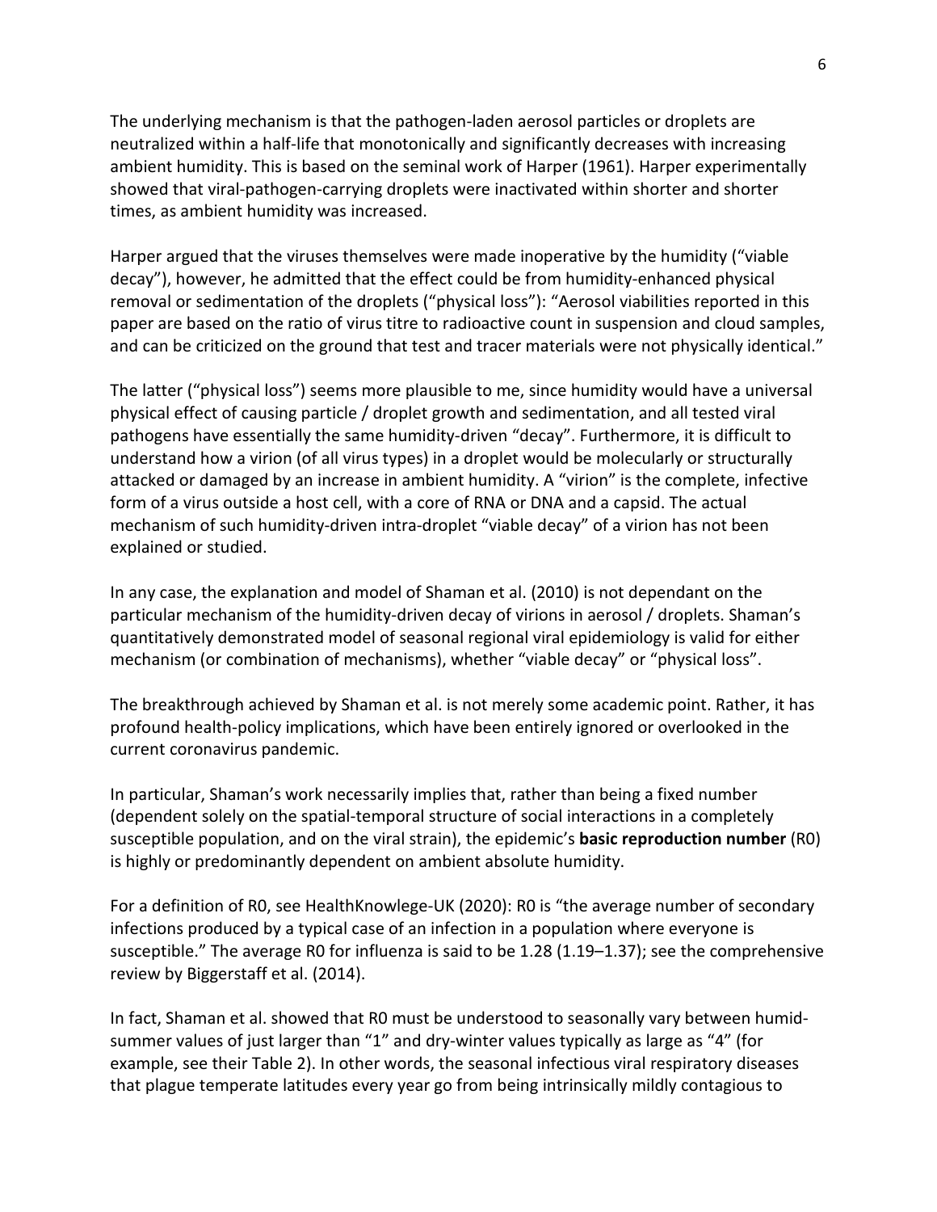The underlying mechanism is that the pathogen-laden aerosol particles or droplets are neutralized within a half-life that monotonically and significantly decreases with increasing ambient humidity. This is based on the seminal work of Harper (1961). Harper experimentally showed that viral-pathogen-carrying droplets were inactivated within shorter and shorter times, as ambient humidity was increased.

Harper argued that the viruses themselves were made inoperative by the humidity ("viable decay"), however, he admitted that the effect could be from humidity-enhanced physical removal or sedimentation of the droplets ("physical loss"): "Aerosol viabilities reported in this paper are based on the ratio of virus titre to radioactive count in suspension and cloud samples, and can be criticized on the ground that test and tracer materials were not physically identical."

The latter ("physical loss") seems more plausible to me, since humidity would have a universal physical effect of causing particle / droplet growth and sedimentation, and all tested viral pathogens have essentially the same humidity-driven "decay". Furthermore, it is difficult to understand how a virion (of all virus types) in a droplet would be molecularly or structurally attacked or damaged by an increase in ambient humidity. A "virion" is the complete, infective form of a virus outside a host cell, with a core of RNA or DNA and a capsid. The actual mechanism of such humidity-driven intra-droplet "viable decay" of a virion has not been explained or studied.

In any case, the explanation and model of Shaman et al. (2010) is not dependant on the particular mechanism of the humidity-driven decay of virions in aerosol / droplets. Shaman's quantitatively demonstrated model of seasonal regional viral epidemiology is valid for either mechanism (or combination of mechanisms), whether "viable decay" or "physical loss".

The breakthrough achieved by Shaman et al. is not merely some academic point. Rather, it has profound health-policy implications, which have been entirely ignored or overlooked in the current coronavirus pandemic.

In particular, Shaman's work necessarily implies that, rather than being a fixed number (dependent solely on the spatial-temporal structure of social interactions in a completely susceptible population, and on the viral strain), the epidemic's **basic reproduction number** (R0) is highly or predominantly dependent on ambient absolute humidity.

For a definition of R0, see HealthKnowlege-UK (2020): R0 is "the average number of secondary infections produced by a typical case of an infection in a population where everyone is susceptible." The average R0 for influenza is said to be 1.28 (1.19–1.37); see the comprehensive review by Biggerstaff et al. (2014).

In fact, Shaman et al. showed that R0 must be understood to seasonally vary between humid-summer values of just larger than "1" and dry-winter values typically as large as "4" (for example, see their Table 2). In other words, the seasonal infectious viral respiratory diseases that plague temperate latitudes every year go from being intrinsically mildly contagious to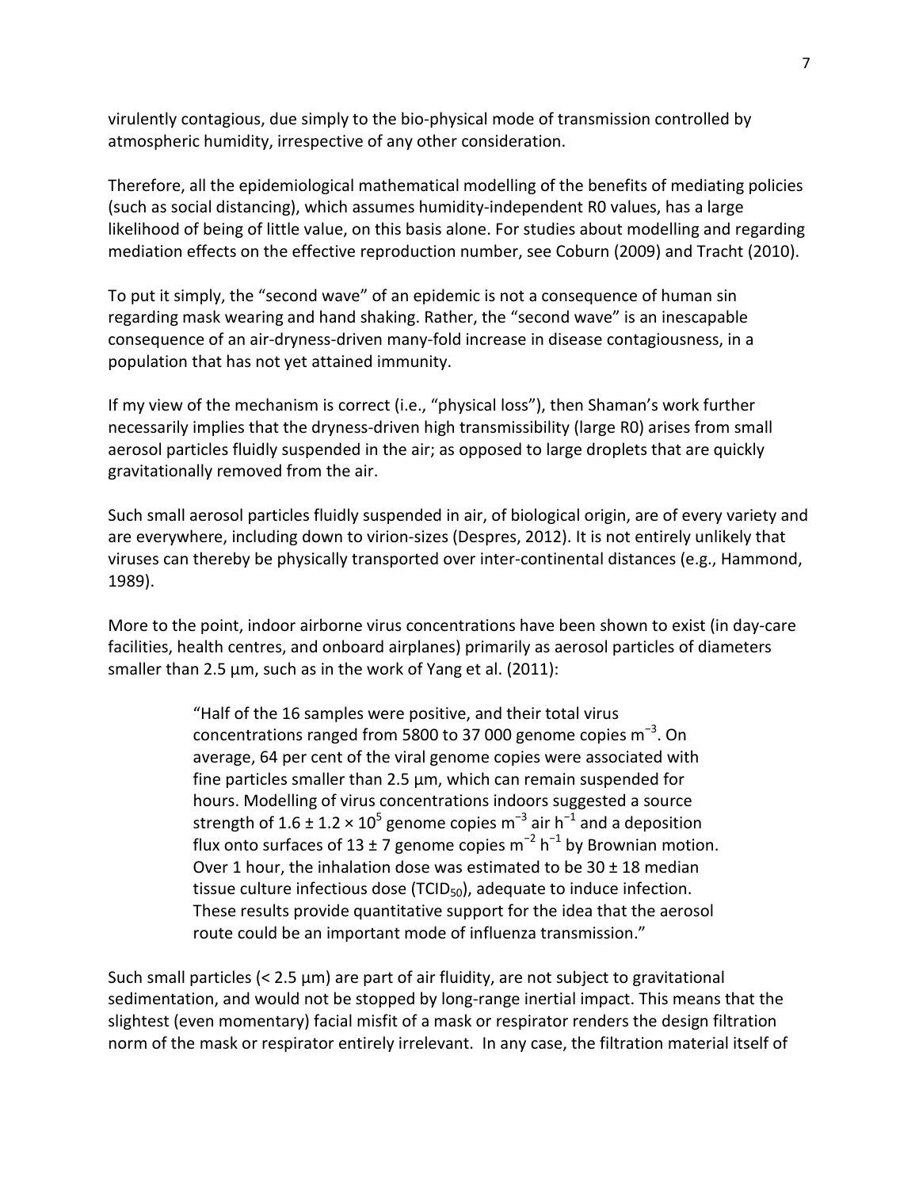virulently contagious, due simply to the bio-physical mode of transmission controlled by atmospheric humidity, irrespective of any other consideration.

Therefore, all the epidemiological mathematical modelling of the benefits of mediating policies (such as social distancing), which assumes humidity-independent R0 values, has a large likelihood of being of little value, on this basis alone. For studies about modelling and regarding mediation effects on the effective reproduction number, see Coburn (2009) and Tracht (2010).

To put it simply, the "second wave" of an epidemic is not a consequence of human sin regarding mask wearing and hand shaking. Rather, the "second wave" is an inescapable consequence of an air-dryness-driven many-fold increase in disease contagiousness, in a population that has not yet attained immunity.

If my view of the mechanism is correct (i.e., "physical loss"), then Shaman's work further necessarily implies that the dryness-driven high transmissibility (large R0) arises from small aerosol particles fluidly suspended in the air; as opposed to large droplets that are quickly gravitationally removed from the air.

Such small aerosol particles fluidly suspended in air, of biological origin, are of every variety and are everywhere, including down to virion-sizes (Despres, 2012). It is not entirely unlikely that viruses can thereby be physically transported over inter-continental distances (e.g., Hammond, 1989).

More to the point, indoor airborne virus concentrations have been shown to exist (in day-care facilities, health centres, and onboard airplanes) primarily as aerosol particles of diameters smaller than 2.5 µm, such as in the work of Yang et al. (2011):

> "Half of the 16 samples were positive, and their total virus concentrations ranged from 5800 to 37 000 genome copies $m^{-3}$. On average, 64 per cent of the viral genome copies were associated with fine particles smaller than 2.5 µm, which can remain suspended for hours. Modelling of virus concentrations indoors suggested a source strength of $1.6 \pm 1.2 \times 10^5$ genome copies $m^{-3}$ air $h^{-1}$ and a deposition flux onto surfaces of $13 \pm 7$ genome copies $m^{-2}$ $h^{-1}$ by Brownian motion. Over 1 hour, the inhalation dose was estimated to be $30 \pm 18$ median tissue culture infectious dose ($TCID_{50}$), adequate to induce infection. These results provide quantitative support for the idea that the aerosol route could be an important mode of influenza transmission."

Such small particles (< 2.5 µm) are part of air fluidity, are not subject to gravitational sedimentation, and would not be stopped by long-range inertial impact. This means that the slightest (even momentary) facial misfit of a mask or respirator renders the design filtration norm of the mask or respirator entirely irrelevant. In any case, the filtration material itself of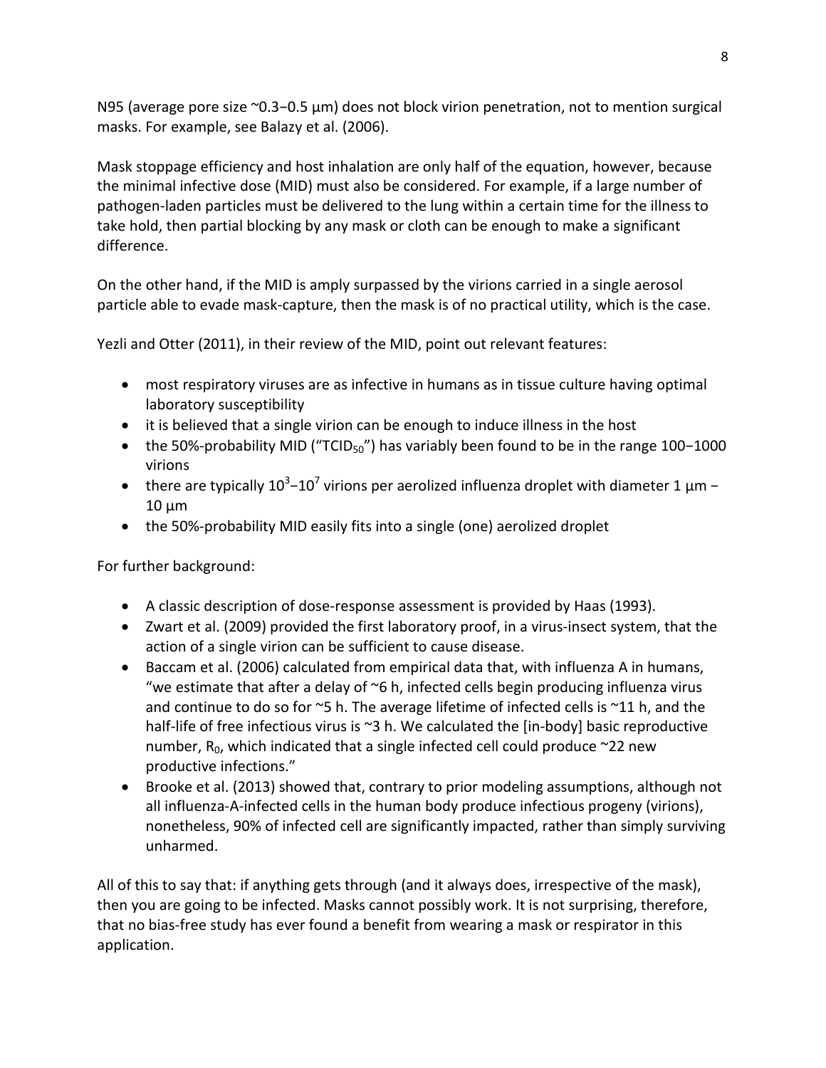N95 (average pore size ~0.3−0.5 μm) does not block virion penetration, not to mention surgical masks. For example, see Balazy et al. (2006).

Mask stoppage efficiency and host inhalation are only half of the equation, however, because the minimal infective dose (MID) must also be considered. For example, if a large number of pathogen-laden particles must be delivered to the lung within a certain time for the illness to take hold, then partial blocking by any mask or cloth can be enough to make a significant difference.

On the other hand, if the MID is amply surpassed by the virions carried in a single aerosol particle able to evade mask-capture, then the mask is of no practical utility, which is the case.

Yezli and Otter (2011), in their review of the MID, point out relevant features:

- most respiratory viruses are as infective in humans as in tissue culture having optimal laboratory susceptibility
- it is believed that a single virion can be enough to induce illness in the host
- the 50%-probability MID ("$TCID_{50}$") has variably been found to be in the range 100−1000 virions
- there are typically $10^3$−$10^7$ virions per aerolized influenza droplet with diameter 1 μm − 10 μm
- the 50%-probability MID easily fits into a single (one) aerolized droplet

For further background:

- A classic description of dose-response assessment is provided by Haas (1993).
- Zwart et al. (2009) provided the first laboratory proof, in a virus-insect system, that the action of a single virion can be sufficient to cause disease.
- Baccam et al. (2006) calculated from empirical data that, with influenza A in humans, "we estimate that after a delay of ~6 h, infected cells begin producing influenza virus and continue to do so for ~5 h. The average lifetime of infected cells is ~11 h, and the half-life of free infectious virus is ~3 h. We calculated the [in-body] basic reproductive number, $R_0$, which indicated that a single infected cell could produce ~22 new productive infections."
- Brooke et al. (2013) showed that, contrary to prior modeling assumptions, although not all influenza-A-infected cells in the human body produce infectious progeny (virions), nonetheless, 90% of infected cell are significantly impacted, rather than simply surviving unharmed.

All of this to say that: if anything gets through (and it always does, irrespective of the mask), then you are going to be infected. Masks cannot possibly work. It is not surprising, therefore, that no bias-free study has ever found a benefit from wearing a mask or respirator in this application.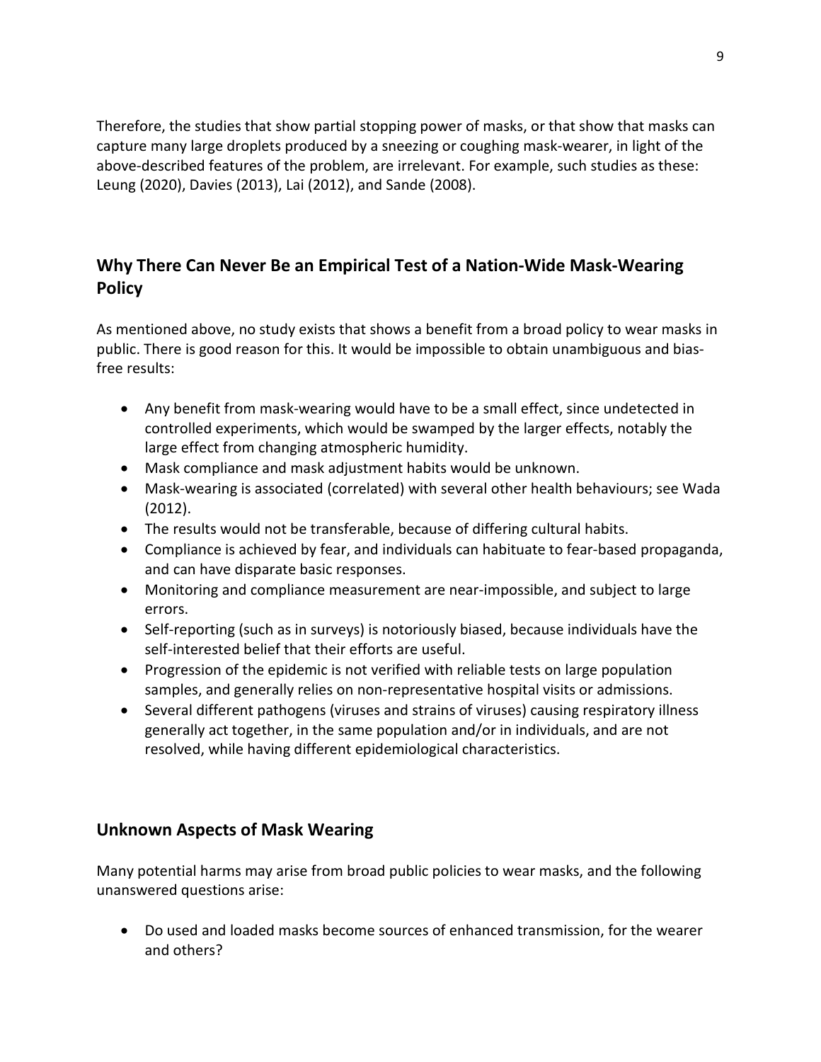Therefore, the studies that show partial stopping power of masks, or that show that masks can capture many large droplets produced by a sneezing or coughing mask-wearer, in light of the above-described features of the problem, are irrelevant. For example, such studies as these: Leung (2020), Davies (2013), Lai (2012), and Sande (2008).

## Why There Can Never Be an Empirical Test of a Nation-Wide Mask-Wearing Policy

As mentioned above, no study exists that shows a benefit from a broad policy to wear masks in public. There is good reason for this. It would be impossible to obtain unambiguous and bias-free results:

- Any benefit from mask-wearing would have to be a small effect, since undetected in controlled experiments, which would be swamped by the larger effects, notably the large effect from changing atmospheric humidity.
- Mask compliance and mask adjustment habits would be unknown.
- Mask-wearing is associated (correlated) with several other health behaviours; see Wada (2012).
- The results would not be transferable, because of differing cultural habits.
- Compliance is achieved by fear, and individuals can habituate to fear-based propaganda, and can have disparate basic responses.
- Monitoring and compliance measurement are near-impossible, and subject to large errors.
- Self-reporting (such as in surveys) is notoriously biased, because individuals have the self-interested belief that their efforts are useful.
- Progression of the epidemic is not verified with reliable tests on large population samples, and generally relies on non-representative hospital visits or admissions.
- Several different pathogens (viruses and strains of viruses) causing respiratory illness generally act together, in the same population and/or in individuals, and are not resolved, while having different epidemiological characteristics.

## Unknown Aspects of Mask Wearing

Many potential harms may arise from broad public policies to wear masks, and the following unanswered questions arise:

- Do used and loaded masks become sources of enhanced transmission, for the wearer and others?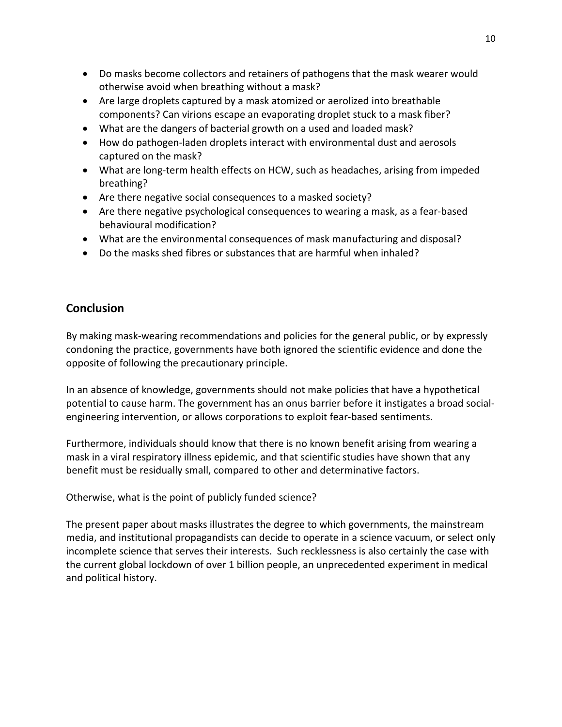- Do masks become collectors and retainers of pathogens that the mask wearer would otherwise avoid when breathing without a mask?
- Are large droplets captured by a mask atomized or aerolized into breathable components? Can virions escape an evaporating droplet stuck to a mask fiber?
- What are the dangers of bacterial growth on a used and loaded mask?
- How do pathogen-laden droplets interact with environmental dust and aerosols captured on the mask?
- What are long-term health effects on HCW, such as headaches, arising from impeded breathing?
- Are there negative social consequences to a masked society?
- Are there negative psychological consequences to wearing a mask, as a fear-based behavioural modification?
- What are the environmental consequences of mask manufacturing and disposal?
- Do the masks shed fibres or substances that are harmful when inhaled?

## Conclusion

By making mask-wearing recommendations and policies for the general public, or by expressly condoning the practice, governments have both ignored the scientific evidence and done the opposite of following the precautionary principle.

In an absence of knowledge, governments should not make policies that have a hypothetical potential to cause harm. The government has an onus barrier before it instigates a broad social-engineering intervention, or allows corporations to exploit fear-based sentiments.

Furthermore, individuals should know that there is no known benefit arising from wearing a mask in a viral respiratory illness epidemic, and that scientific studies have shown that any benefit must be residually small, compared to other and determinative factors.

Otherwise, what is the point of publicly funded science?

The present paper about masks illustrates the degree to which governments, the mainstream media, and institutional propagandists can decide to operate in a science vacuum, or select only incomplete science that serves their interests. Such recklessness is also certainly the case with the current global lockdown of over 1 billion people, an unprecedented experiment in medical and political history.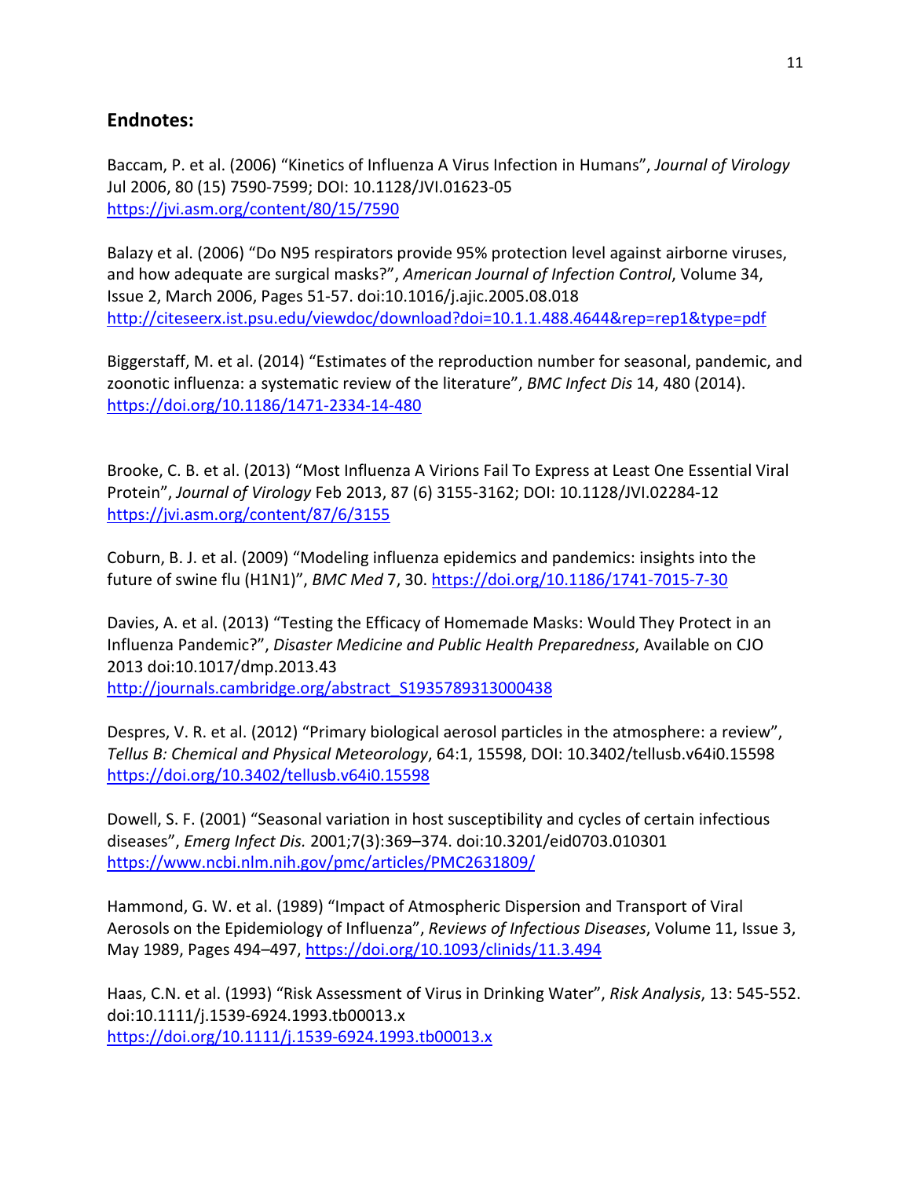## Endnotes:

Baccam, P. et al. (2006) “Kinetics of Influenza A Virus Infection in Humans”, *Journal of Virology* Jul 2006, 80 (15) 7590-7599; DOI: 10.1128/JVI.01623-05
https://jvi.asm.org/content/80/15/7590

Balazy et al. (2006) “Do N95 respirators provide 95% protection level against airborne viruses, and how adequate are surgical masks?”, *American Journal of Infection Control*, Volume 34, Issue 2, March 2006, Pages 51-57. doi:10.1016/j.ajic.2005.08.018
http://citeseerx.ist.psu.edu/viewdoc/download?doi=10.1.1.488.4644&rep=rep1&type=pdf

Biggerstaff, M. et al. (2014) “Estimates of the reproduction number for seasonal, pandemic, and zoonotic influenza: a systematic review of the literature”, *BMC Infect Dis* 14, 480 (2014).
https://doi.org/10.1186/1471-2334-14-480

Brooke, C. B. et al. (2013) “Most Influenza A Virions Fail To Express at Least One Essential Viral Protein”, *Journal of Virology* Feb 2013, 87 (6) 3155-3162; DOI: 10.1128/JVI.02284-12
https://jvi.asm.org/content/87/6/3155

Coburn, B. J. et al. (2009) “Modeling influenza epidemics and pandemics: insights into the future of swine flu (H1N1)”, *BMC Med* 7, 30. https://doi.org/10.1186/1741-7015-7-30

Davies, A. et al. (2013) “Testing the Efficacy of Homemade Masks: Would They Protect in an Influenza Pandemic?”, *Disaster Medicine and Public Health Preparedness*, Available on CJO 2013 doi:10.1017/dmp.2013.43
http://journals.cambridge.org/abstract_S1935789313000438

Despres, V. R. et al. (2012) “Primary biological aerosol particles in the atmosphere: a review”, *Tellus B: Chemical and Physical Meteorology*, 64:1, 15598, DOI: 10.3402/tellusb.v64i0.15598
https://doi.org/10.3402/tellusb.v64i0.15598

Dowell, S. F. (2001) “Seasonal variation in host susceptibility and cycles of certain infectious diseases”, *Emerg Infect Dis.* 2001;7(3):369–374. doi:10.3201/eid0703.010301
https://www.ncbi.nlm.nih.gov/pmc/articles/PMC2631809/

Hammond, G. W. et al. (1989) “Impact of Atmospheric Dispersion and Transport of Viral Aerosols on the Epidemiology of Influenza”, *Reviews of Infectious Diseases*, Volume 11, Issue 3, May 1989, Pages 494–497, https://doi.org/10.1093/clinids/11.3.494

Haas, C.N. et al. (1993) “Risk Assessment of Virus in Drinking Water”, *Risk Analysis*, 13: 545-552. doi:10.1111/j.1539-6924.1993.tb00013.x
https://doi.org/10.1111/j.1539-6924.1993.tb00013.x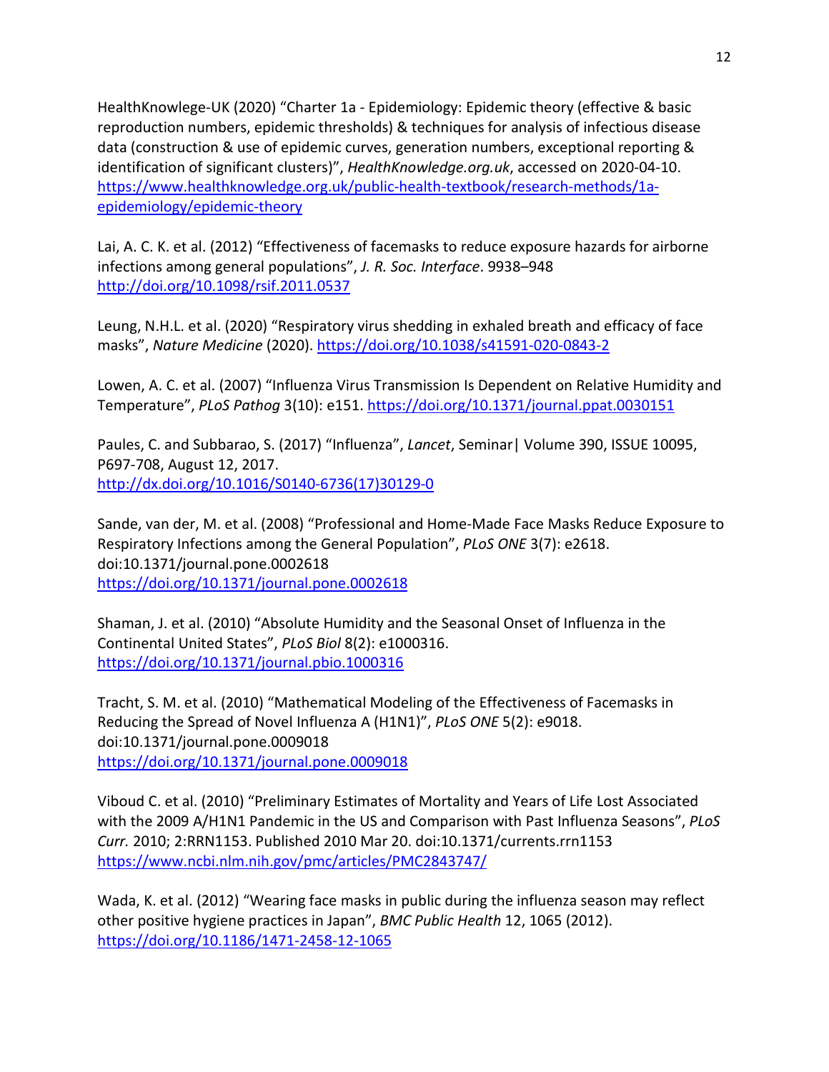HealthKnowlege-UK (2020) “Charter 1a - Epidemiology: Epidemic theory (effective & basic reproduction numbers, epidemic thresholds) & techniques for analysis of infectious disease data (construction & use of epidemic curves, generation numbers, exceptional reporting & identification of significant clusters)”, *HealthKnowledge.org.uk*, accessed on 2020-04-10. https://www.healthknowledge.org.uk/public-health-textbook/research-methods/1a-epidemiology/epidemic-theory

Lai, A. C. K. et al. (2012) “Effectiveness of facemasks to reduce exposure hazards for airborne infections among general populations”, *J. R. Soc. Interface*. 9938–948 http://doi.org/10.1098/rsif.2011.0537

Leung, N.H.L. et al. (2020) “Respiratory virus shedding in exhaled breath and efficacy of face masks”, *Nature Medicine* (2020). https://doi.org/10.1038/s41591-020-0843-2

Lowen, A. C. et al. (2007) “Influenza Virus Transmission Is Dependent on Relative Humidity and Temperature”, *PLoS Pathog* 3(10): e151. https://doi.org/10.1371/journal.ppat.0030151

Paules, C. and Subbarao, S. (2017) “Influenza”, *Lancet*, Seminar| Volume 390, ISSUE 10095, P697-708, August 12, 2017. http://dx.doi.org/10.1016/S0140-6736(17)30129-0

Sande, van der, M. et al. (2008) “Professional and Home-Made Face Masks Reduce Exposure to Respiratory Infections among the General Population”, *PLoS ONE* 3(7): e2618. doi:10.1371/journal.pone.0002618 https://doi.org/10.1371/journal.pone.0002618

Shaman, J. et al. (2010) “Absolute Humidity and the Seasonal Onset of Influenza in the Continental United States”, *PLoS Biol* 8(2): e1000316. https://doi.org/10.1371/journal.pbio.1000316

Tracht, S. M. et al. (2010) “Mathematical Modeling of the Effectiveness of Facemasks in Reducing the Spread of Novel Influenza A (H1N1)”, *PLoS ONE* 5(2): e9018. doi:10.1371/journal.pone.0009018 https://doi.org/10.1371/journal.pone.0009018

Viboud C. et al. (2010) “Preliminary Estimates of Mortality and Years of Life Lost Associated with the 2009 A/H1N1 Pandemic in the US and Comparison with Past Influenza Seasons”, *PLoS Curr.* 2010; 2:RRN1153. Published 2010 Mar 20. doi:10.1371/currents.rrn1153 https://www.ncbi.nlm.nih.gov/pmc/articles/PMC2843747/

Wada, K. et al. (2012) “Wearing face masks in public during the influenza season may reflect other positive hygiene practices in Japan”, *BMC Public Health* 12, 1065 (2012). https://doi.org/10.1186/1471-2458-12-1065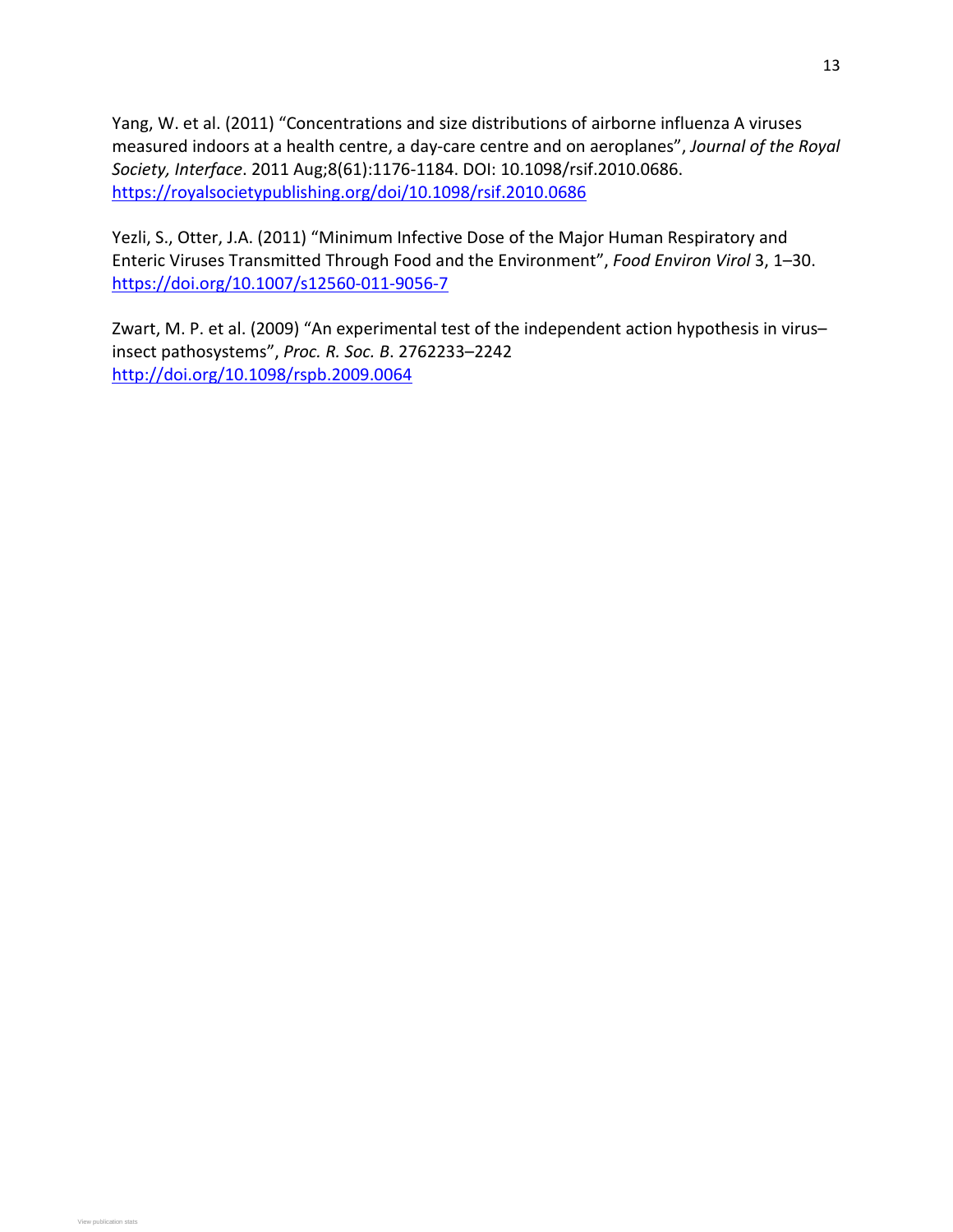Yang, W. et al. (2011) "Concentrations and size distributions of airborne influenza A viruses measured indoors at a health centre, a day-care centre and on aeroplanes", *Journal of the Royal Society, Interface*. 2011 Aug;8(61):1176-1184. DOI: 10.1098/rsif.2010.0686. https://royalsocietypublishing.org/doi/10.1098/rsif.2010.0686

Yezli, S., Otter, J.A. (2011) "Minimum Infective Dose of the Major Human Respiratory and Enteric Viruses Transmitted Through Food and the Environment", *Food Environ Virol* 3, 1–30. https://doi.org/10.1007/s12560-011-9056-7

Zwart, M. P. et al. (2009) "An experimental test of the independent action hypothesis in virus–insect pathosystems", *Proc. R. Soc. B*. 2762233–2242 http://doi.org/10.1098/rspb.2009.0064